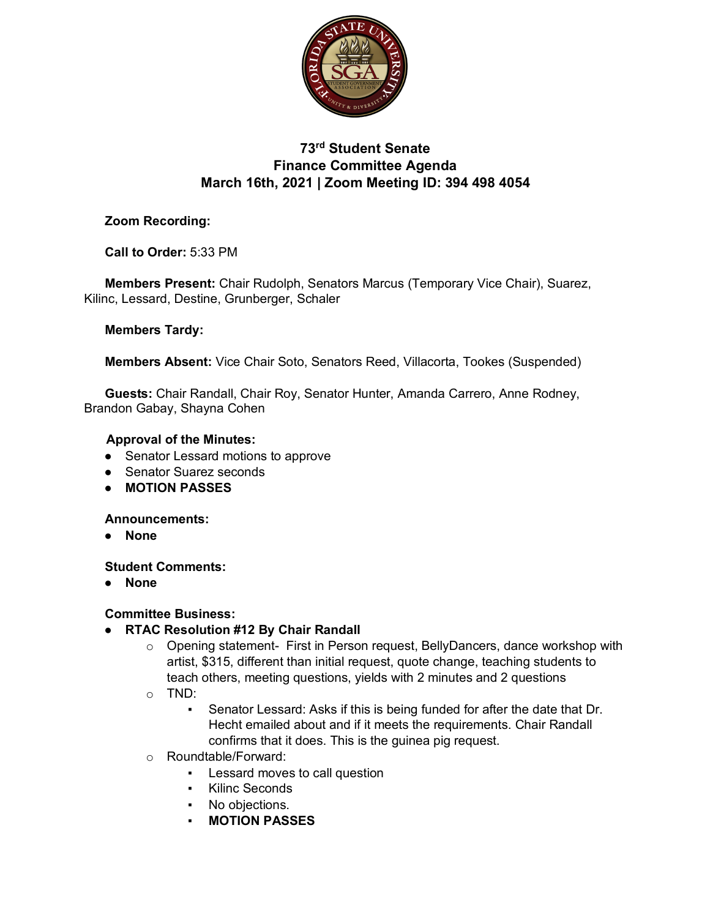# 73rd Student Senate
# Finance Committee Agenda
# March 16th, 2021 | Zoom Meeting ID: 394 498 4054

**Zoom Recording:**

**Call to Order:** 5:33 PM

**Members Present:** Chair Rudolph, Senators Marcus (Temporary Vice Chair), Suarez, Kilinc, Lessard, Destine, Grunberger, Schaler

**Members Tardy:**

**Members Absent:** Vice Chair Soto, Senators Reed, Villacorta, Tookes (Suspended)

**Guests:** Chair Randall, Chair Roy, Senator Hunter, Amanda Carrero, Anne Rodney, Brandon Gabay, Shayna Cohen

**Approval of the Minutes:**

- Senator Lessard motions to approve
- Senator Suarez seconds
- **MOTION PASSES**

**Announcements:**

- **None**

**Student Comments:**

- **None**

**Committee Business:**

- **RTAC Resolution #12 By Chair Randall**
  - Opening statement- First in Person request, BellyDancers, dance workshop with artist, $315, different than initial request, quote change, teaching students to teach others, meeting questions, yields with 2 minutes and 2 questions
  - TND:
    - Senator Lessard: Asks if this is being funded for after the date that Dr. Hecht emailed about and if it meets the requirements. Chair Randall confirms that it does. This is the guinea pig request.
  - Roundtable/Forward:
    - Lessard moves to call question
    - Kilinc Seconds
    - No objections.
    - **MOTION PASSES**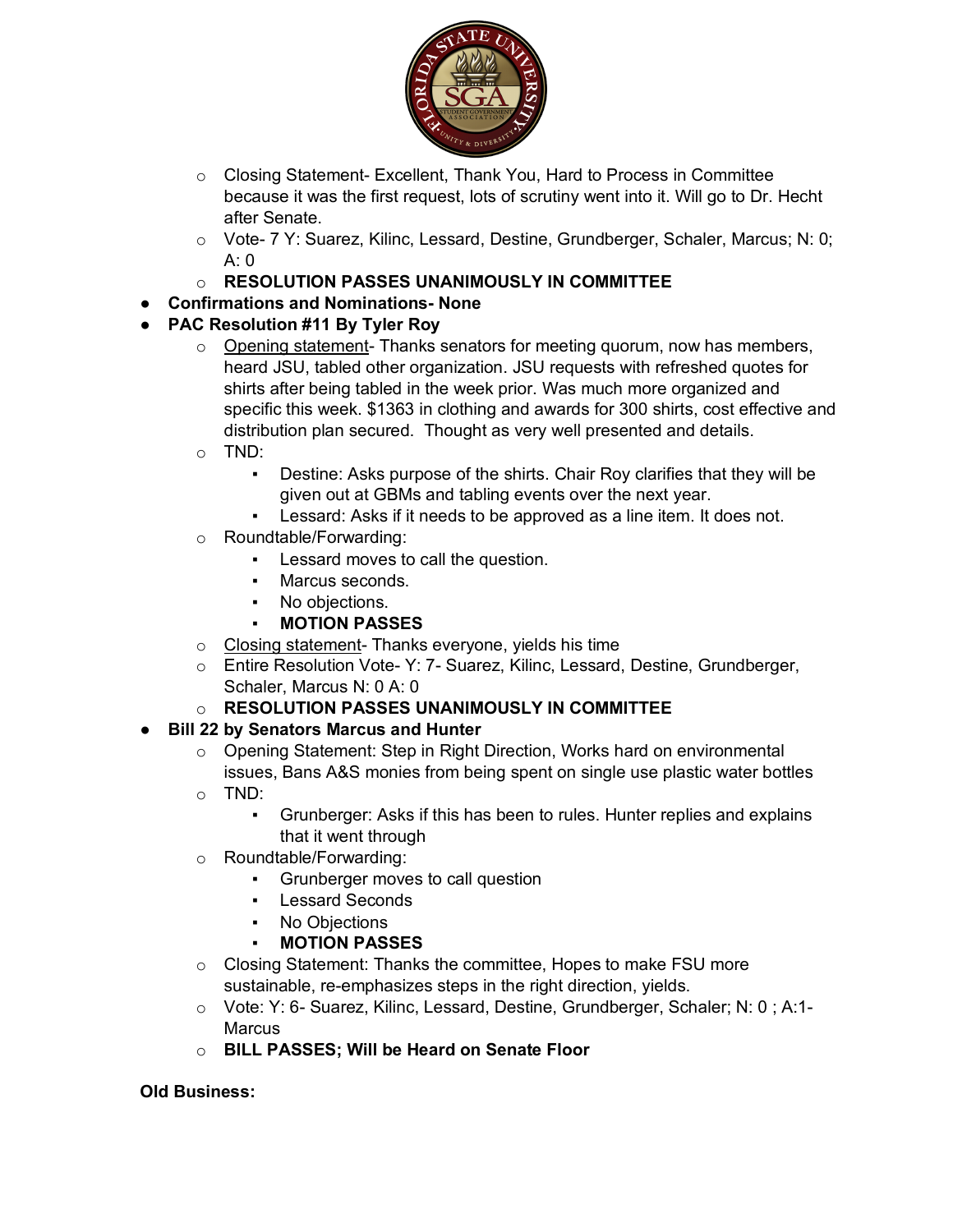- Closing Statement- Excellent, Thank You, Hard to Process in Committee because it was the first request, lots of scrutiny went into it. Will go to Dr. Hecht after Senate.
- Vote- 7 Y: Suarez, Kilinc, Lessard, Destine, Grundberger, Schaler, Marcus; N: 0; A: 0
- **RESOLUTION PASSES UNANIMOUSLY IN COMMITTEE**

- **Confirmations and Nominations- None**
- **PAC Resolution #11 By Tyler Roy**
  - Opening statement- Thanks senators for meeting quorum, now has members, heard JSU, tabled other organization. JSU requests with refreshed quotes for shirts after being tabled in the week prior. Was much more organized and specific this week. $1363 in clothing and awards for 300 shirts, cost effective and distribution plan secured. Thought as very well presented and details.
  - TND:
    - Destine: Asks purpose of the shirts. Chair Roy clarifies that they will be given out at GBMs and tabling events over the next year.
    - Lessard: Asks if it needs to be approved as a line item. It does not.
  - Roundtable/Forwarding:
    - Lessard moves to call the question.
    - Marcus seconds.
    - No objections.
    - **MOTION PASSES**
  - Closing statement- Thanks everyone, yields his time
  - Entire Resolution Vote- Y: 7- Suarez, Kilinc, Lessard, Destine, Grundberger, Schaler, Marcus N: 0 A: 0
  - **RESOLUTION PASSES UNANIMOUSLY IN COMMITTEE**
- **Bill 22 by Senators Marcus and Hunter**
  - Opening Statement: Step in Right Direction, Works hard on environmental issues, Bans A&S monies from being spent on single use plastic water bottles
  - TND:
    - Grunberger: Asks if this has been to rules. Hunter replies and explains that it went through
  - Roundtable/Forwarding:
    - Grunberger moves to call question
    - Lessard Seconds
    - No Objections
    - **MOTION PASSES**
  - Closing Statement: Thanks the committee, Hopes to make FSU more sustainable, re-emphasizes steps in the right direction, yields.
  - Vote: Y: 6- Suarez, Kilinc, Lessard, Destine, Grundberger, Schaler; N: 0 ; A:1- Marcus
  - **BILL PASSES; Will be Heard on Senate Floor**

**Old Business:**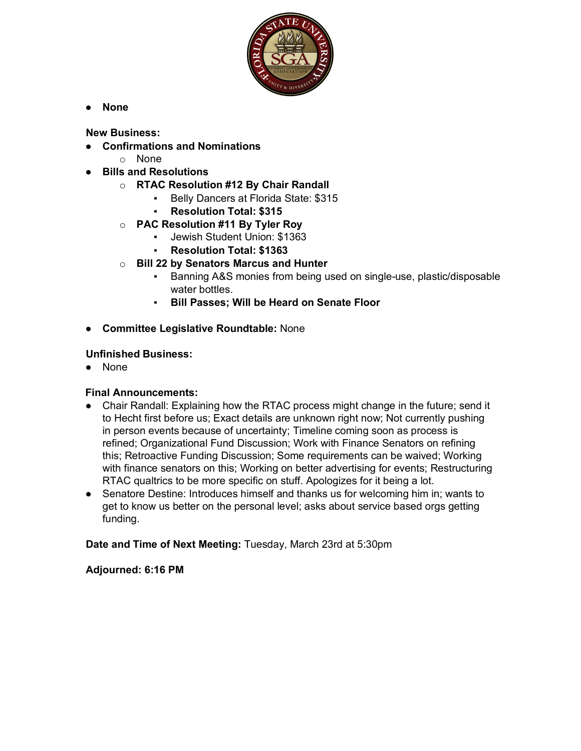- **None**

**New Business:**

- **Confirmations and Nominations**
    - None
- **Bills and Resolutions**
    - **RTAC Resolution #12 By Chair Randall**
        - Belly Dancers at Florida State: $315
        - **Resolution Total: $315**
    - **PAC Resolution #11 By Tyler Roy**
        - Jewish Student Union: $1363
        - **Resolution Total: $1363**
    - **Bill 22 by Senators Marcus and Hunter**
        - Banning A&S monies from being used on single-use, plastic/disposable water bottles.
        - **Bill Passes; Will be Heard on Senate Floor**
- **Committee Legislative Roundtable:** None

**Unfinished Business:**

- None

**Final Announcements:**

- Chair Randall: Explaining how the RTAC process might change in the future; send it to Hecht first before us; Exact details are unknown right now; Not currently pushing in person events because of uncertainty; Timeline coming soon as process is refined; Organizational Fund Discussion; Work with Finance Senators on refining this; Retroactive Funding Discussion; Some requirements can be waived; Working with finance senators on this; Working on better advertising for events; Restructuring RTAC qualtrics to be more specific on stuff. Apologizes for it being a lot.
- Senatore Destine: Introduces himself and thanks us for welcoming him in; wants to get to know us better on the personal level; asks about service based orgs getting funding.

**Date and Time of Next Meeting:** Tuesday, March 23rd at 5:30pm

**Adjourned: 6:16 PM**